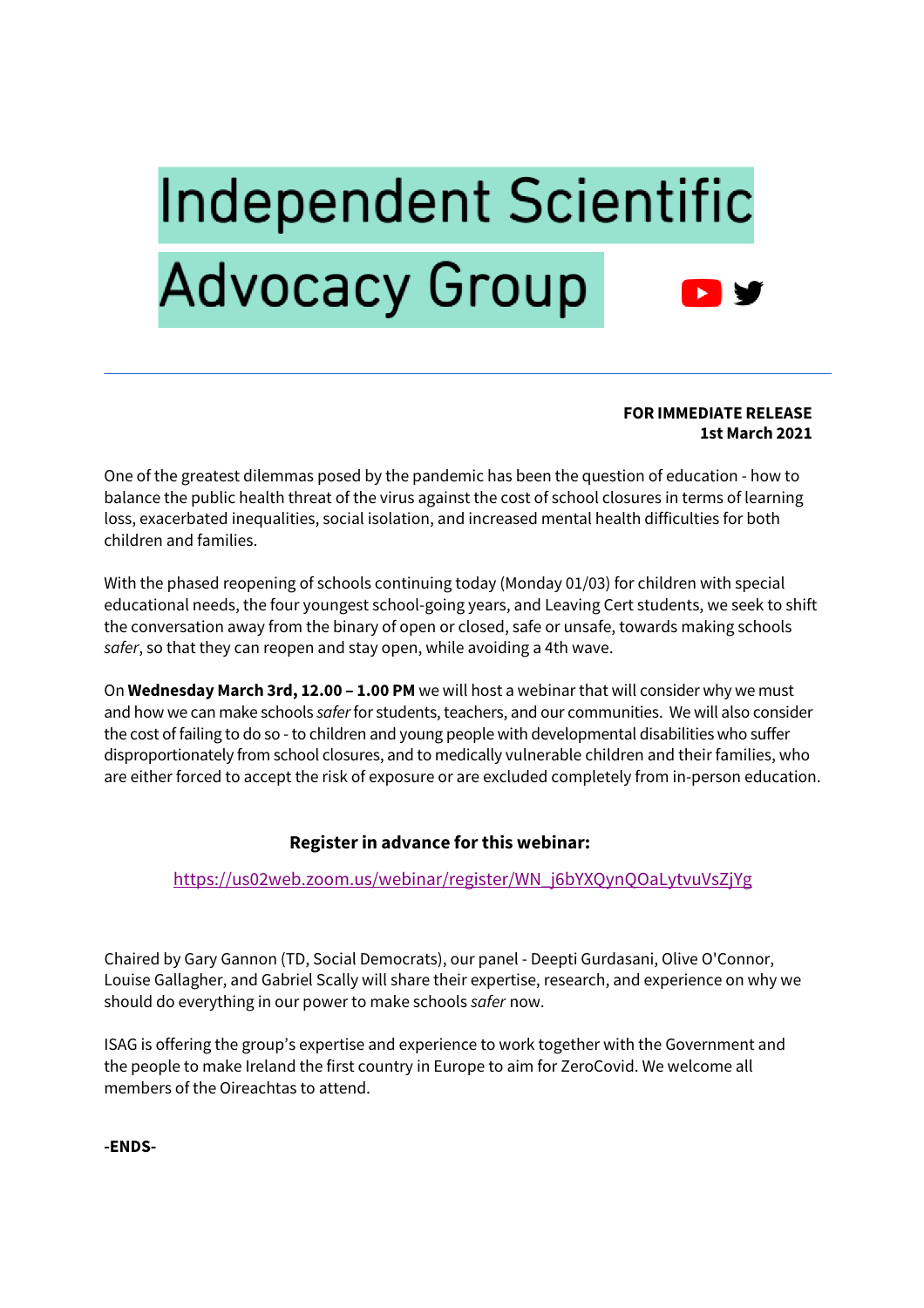# Independent Scientific Advocacy Group

**FOR IMMEDIATE RELEASE**
**1st March 2021**

One of the greatest dilemmas posed by the pandemic has been the question of education - how to balance the public health threat of the virus against the cost of school closures in terms of learning loss, exacerbated inequalities, social isolation, and increased mental health difficulties for both children and families.

With the phased reopening of schools continuing today (Monday 01/03) for children with special educational needs, the four youngest school-going years, and Leaving Cert students, we seek to shift the conversation away from the binary of open or closed, safe or unsafe, towards making schools *safer*, so that they can reopen and stay open, while avoiding a 4th wave.

On **Wednesday March 3rd, 12.00 – 1.00 PM** we will host a webinar that will consider why we must and how we can make schools *safer* for students, teachers, and our communities. We will also consider the cost of failing to do so - to children and young people with developmental disabilities who suffer disproportionately from school closures, and to medically vulnerable children and their families, who are either forced to accept the risk of exposure or are excluded completely from in-person education.

**Register in advance for this webinar:**

https://us02web.zoom.us/webinar/register/WN_j6bYXQynQOaLytvuVsZjYg

Chaired by Gary Gannon (TD, Social Democrats), our panel - Deepti Gurdasani, Olive O'Connor, Louise Gallagher, and Gabriel Scally will share their expertise, research, and experience on why we should do everything in our power to make schools *safer* now.

ISAG is offering the group's expertise and experience to work together with the Government and the people to make Ireland the first country in Europe to aim for ZeroCovid. We welcome all members of the Oireachtas to attend.

**-ENDS-**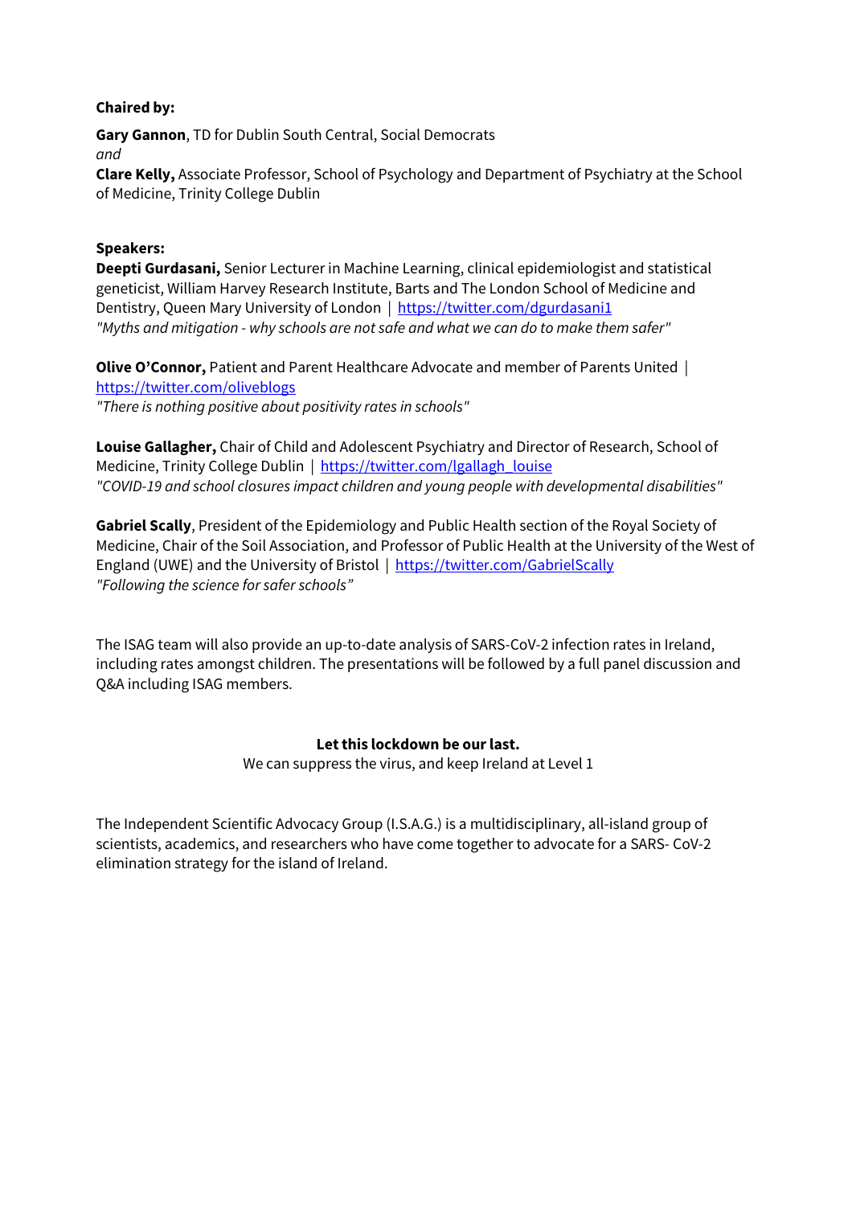**Chaired by:**

**Gary Gannon**, TD for Dublin South Central, Social Democrats
*and*
**Clare Kelly,** Associate Professor, School of Psychology and Department of Psychiatry at the School of Medicine, Trinity College Dublin

**Speakers:**
**Deepti Gurdasani,** Senior Lecturer in Machine Learning, clinical epidemiologist and statistical geneticist, William Harvey Research Institute, Barts and The London School of Medicine and Dentistry, Queen Mary University of London | https://twitter.com/dgurdasani1
*"Myths and mitigation - why schools are not safe and what we can do to make them safer"*

**Olive O'Connor,** Patient and Parent Healthcare Advocate and member of Parents United | https://twitter.com/oliveblogs
*"There is nothing positive about positivity rates in schools"*

**Louise Gallagher,** Chair of Child and Adolescent Psychiatry and Director of Research, School of Medicine, Trinity College Dublin | https://twitter.com/lgallagh_louise
*"COVID-19 and school closures impact children and young people with developmental disabilities"*

**Gabriel Scally**, President of the Epidemiology and Public Health section of the Royal Society of Medicine, Chair of the Soil Association, and Professor of Public Health at the University of the West of England (UWE) and the University of Bristol | https://twitter.com/GabrielScally
*"Following the science for safer schools"*

The ISAG team will also provide an up-to-date analysis of SARS-CoV-2 infection rates in Ireland, including rates amongst children. The presentations will be followed by a full panel discussion and Q&A including ISAG members.

**Let this lockdown be our last.**
We can suppress the virus, and keep Ireland at Level 1

The Independent Scientific Advocacy Group (I.S.A.G.) is a multidisciplinary, all-island group of scientists, academics, and researchers who have come together to advocate for a SARS- CoV-2 elimination strategy for the island of Ireland.